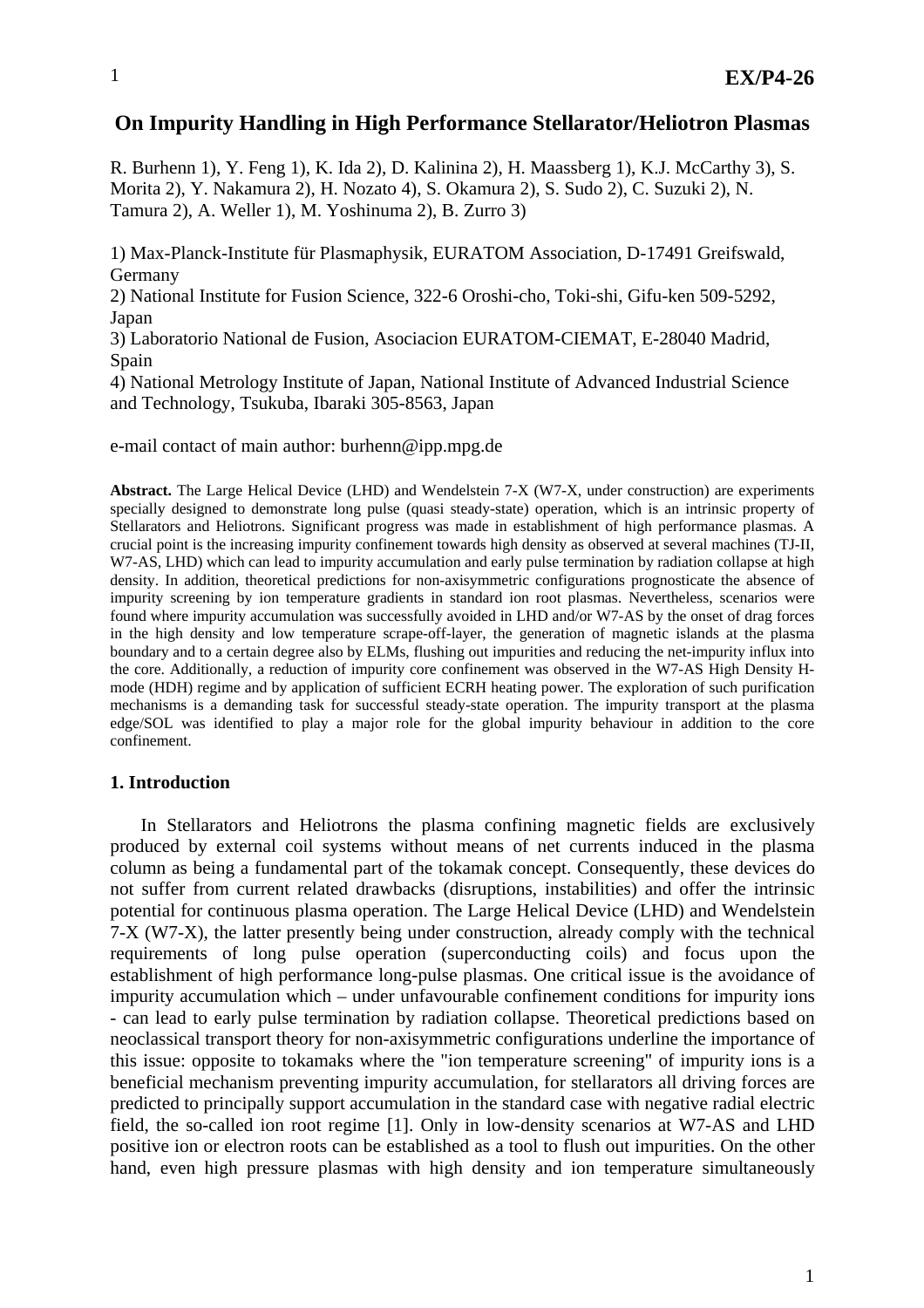# On Impurity Handling in High Performance Stellarator/Heliotron Plasmas

R. Burhenn 1), Y. Feng 1), K. Ida 2), D. Kalinina 2), H. Maassberg 1), K.J. McCarthy 3), S. Morita 2), Y. Nakamura 2), H. Nozato 4), S. Okamura 2), S. Sudo 2), C. Suzuki 2), N. Tamura 2), A. Weller 1), M. Yoshinuma 2), B. Zurro 3)

1) Max-Planck-Institute für Plasmaphysik, EURATOM Association, D-17491 Greifswald, Germany

2) National Institute for Fusion Science, 322-6 Oroshi-cho, Toki-shi, Gifu-ken 509-5292, Japan

3) Laboratorio National de Fusion, Asociacion EURATOM-CIEMAT, E-28040 Madrid, Spain

4) National Metrology Institute of Japan, National Institute of Advanced Industrial Science and Technology, Tsukuba, Ibaraki 305-8563, Japan

e-mail contact of main author: burhenn@ipp.mpg.de

**Abstract.** The Large Helical Device (LHD) and Wendelstein 7-X (W7-X, under construction) are experiments specially designed to demonstrate long pulse (quasi steady-state) operation, which is an intrinsic property of Stellarators and Heliotrons. Significant progress was made in establishment of high performance plasmas. A crucial point is the increasing impurity confinement towards high density as observed at several machines (TJ-II, W7-AS, LHD) which can lead to impurity accumulation and early pulse termination by radiation collapse at high density. In addition, theoretical predictions for non-axisymmetric configurations prognosticate the absence of impurity screening by ion temperature gradients in standard ion root plasmas. Nevertheless, scenarios were found where impurity accumulation was successfully avoided in LHD and/or W7-AS by the onset of drag forces in the high density and low temperature scrape-off-layer, the generation of magnetic islands at the plasma boundary and to a certain degree also by ELMs, flushing out impurities and reducing the net-impurity influx into the core. Additionally, a reduction of impurity core confinement was observed in the W7-AS High Density H-mode (HDH) regime and by application of sufficient ECRH heating power. The exploration of such purification mechanisms is a demanding task for successful steady-state operation. The impurity transport at the plasma edge/SOL was identified to play a major role for the global impurity behaviour in addition to the core confinement.

## 1. Introduction

In Stellarators and Heliotrons the plasma confining magnetic fields are exclusively produced by external coil systems without means of net currents induced in the plasma column as being a fundamental part of the tokamak concept. Consequently, these devices do not suffer from current related drawbacks (disruptions, instabilities) and offer the intrinsic potential for continuous plasma operation. The Large Helical Device (LHD) and Wendelstein 7-X (W7-X), the latter presently being under construction, already comply with the technical requirements of long pulse operation (superconducting coils) and focus upon the establishment of high performance long-pulse plasmas. One critical issue is the avoidance of impurity accumulation which – under unfavourable confinement conditions for impurity ions - can lead to early pulse termination by radiation collapse. Theoretical predictions based on neoclassical transport theory for non-axisymmetric configurations underline the importance of this issue: opposite to tokamaks where the "ion temperature screening" of impurity ions is a beneficial mechanism preventing impurity accumulation, for stellarators all driving forces are predicted to principally support accumulation in the standard case with negative radial electric field, the so-called ion root regime [1]. Only in low-density scenarios at W7-AS and LHD positive ion or electron roots can be established as a tool to flush out impurities. On the other hand, even high pressure plasmas with high density and ion temperature simultaneously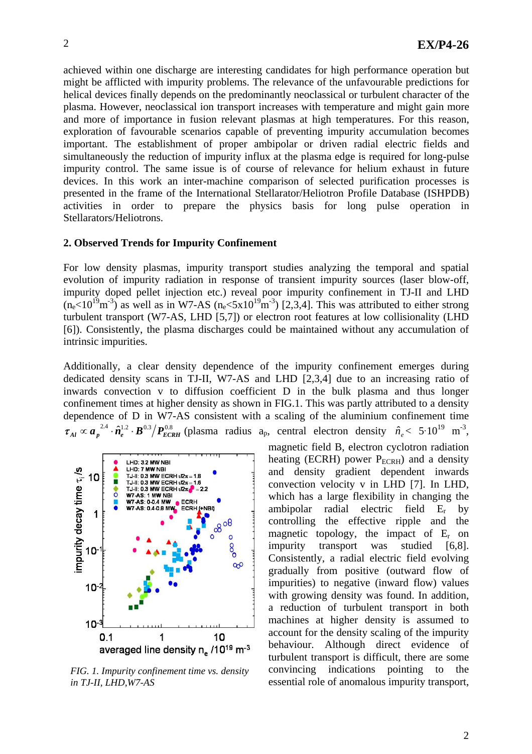achieved within one discharge are interesting candidates for high performance operation but might be afflicted with impurity problems. The relevance of the unfavourable predictions for helical devices finally depends on the predominantly neoclassical or turbulent character of the plasma. However, neoclassical ion transport increases with temperature and might gain more and more of importance in fusion relevant plasmas at high temperatures. For this reason, exploration of favourable scenarios capable of preventing impurity accumulation becomes important. The establishment of proper ambipolar or driven radial electric fields and simultaneously the reduction of impurity influx at the plasma edge is required for long-pulse impurity control. The same issue is of course of relevance for helium exhaust in future devices. In this work an inter-machine comparison of selected purification processes is presented in the frame of the International Stellarator/Heliotron Profile Database (ISHPDB) activities in order to prepare the physics basis for long pulse operation in Stellarators/Heliotrons.

## 2. Observed Trends for Impurity Confinement

For low density plasmas, impurity transport studies analyzing the temporal and spatial evolution of impurity radiation in response of transient impurity sources (laser blow-off, impurity doped pellet injection etc.) reveal poor impurity confinement in TJ-II and LHD ($n_e<10^{19}m^{-3}$) as well as in W7-AS ($n_e<5x10^{19}m^{-3}$) [2,3,4]. This was attributed to either strong turbulent transport (W7-AS, LHD [5,7]) or electron root features at low collisionality (LHD [6]). Consistently, the plasma discharges could be maintained without any accumulation of intrinsic impurities.

Additionally, a clear density dependence of the impurity confinement emerges during dedicated density scans in TJ-II, W7-AS and LHD [2,3,4] due to an increasing ratio of inwards convection v to diffusion coefficient D in the bulk plasma and thus longer confinement times at higher density as shown in FIG.1. This was partly attributed to a density dependence of D in W7-AS consistent with a scaling of the aluminium confinement time $\tau_{Al} \propto \boldsymbol{a_p}^{2.4} \cdot \boldsymbol{\hat{n}_e}^{1.2} \cdot \boldsymbol{B}^{0.3} / \boldsymbol{P}_{ECRH}^{0.8}$ (plasma radius $a_p$, central electron density $\hat{n}_e <\ 5{\cdot}10^{19}\ m^{-3}$, magnetic field B, electron cyclotron radiation heating (ECRH) power $P_{ECRH}$) and a density and density gradient dependent inwards convection velocity v in LHD [7]. In LHD, which has a large flexibility in changing the ambipolar radial electric field $E_r$ by controlling the effective ripple and the magnetic topology, the impact of $E_r$ on impurity transport was studied [6,8]. Consistently, a radial electric field evolving gradually from positive (outward flow of impurities) to negative (inward flow) values with growing density was found. In addition, a reduction of turbulent transport in both machines at higher density is assumed to account for the density scaling of the impurity behaviour. Although direct evidence of turbulent transport is difficult, there are some convincing indications pointing to the essential role of anomalous impurity transport,

*FIG. 1. Impurity confinement time vs. density in TJ-II, LHD,W7-AS*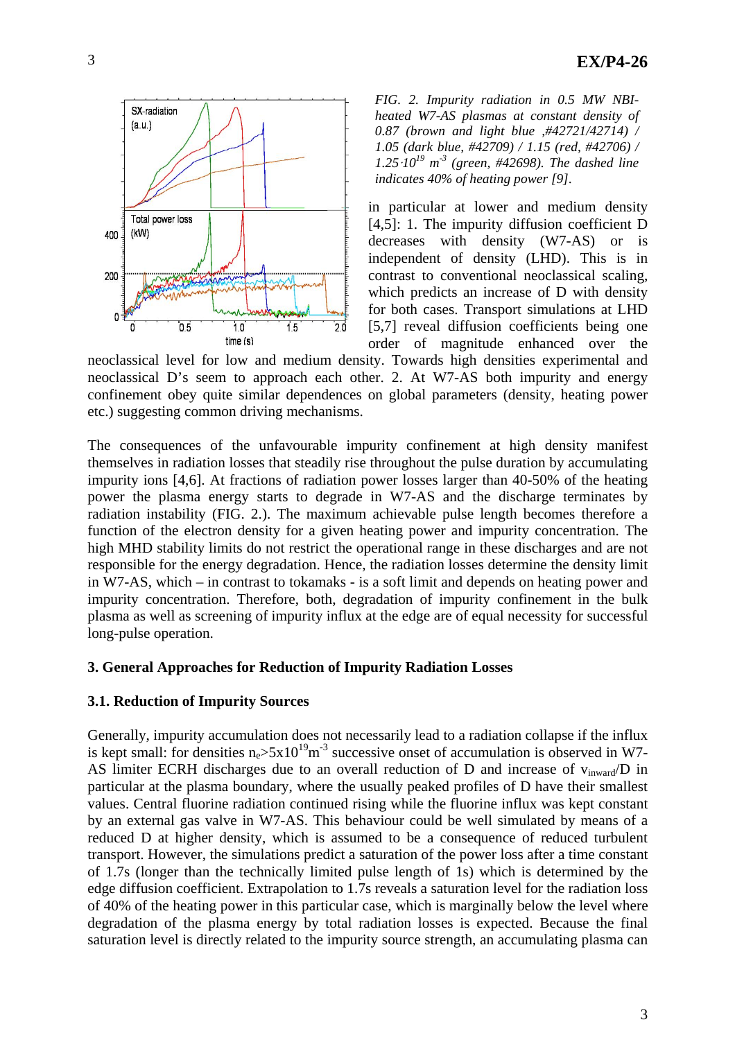*FIG. 2. Impurity radiation in 0.5 MW NBI-heated W7-AS plasmas at constant density of 0.87 (brown and light blue ,#42721/42714) / 1.05 (dark blue, #42709) / 1.15 (red, #42706) / $1.25{\cdot}10^{19}$ $m^{-3}$ (green, #42698). The dashed line indicates 40% of heating power [9].*

in particular at lower and medium density [4,5]: 1. The impurity diffusion coefficient D decreases with density (W7-AS) or is independent of density (LHD). This is in contrast to conventional neoclassical scaling, which predicts an increase of D with density for both cases. Transport simulations at LHD [5,7] reveal diffusion coefficients being one order of magnitude enhanced over the neoclassical level for low and medium density. Towards high densities experimental and neoclassical D's seem to approach each other. 2. At W7-AS both impurity and energy confinement obey quite similar dependences on global parameters (density, heating power etc.) suggesting common driving mechanisms.

The consequences of the unfavourable impurity confinement at high density manifest themselves in radiation losses that steadily rise throughout the pulse duration by accumulating impurity ions [4,6]. At fractions of radiation power losses larger than 40-50% of the heating power the plasma energy starts to degrade in W7-AS and the discharge terminates by radiation instability (FIG. 2.). The maximum achievable pulse length becomes therefore a function of the electron density for a given heating power and impurity concentration. The high MHD stability limits do not restrict the operational range in these discharges and are not responsible for the energy degradation. Hence, the radiation losses determine the density limit in W7-AS, which – in contrast to tokamaks - is a soft limit and depends on heating power and impurity concentration. Therefore, both, degradation of impurity confinement in the bulk plasma as well as screening of impurity influx at the edge are of equal necessity for successful long-pulse operation.

## 3. General Approaches for Reduction of Impurity Radiation Losses

### 3.1. Reduction of Impurity Sources

Generally, impurity accumulation does not necessarily lead to a radiation collapse if the influx is kept small: for densities $n_e > 5{\times}10^{19} m^{-3}$ successive onset of accumulation is observed in W7-AS limiter ECRH discharges due to an overall reduction of D and increase of $v_{inward}/D$ in particular at the plasma boundary, where the usually peaked profiles of D have their smallest values. Central fluorine radiation continued rising while the fluorine influx was kept constant by an external gas valve in W7-AS. This behaviour could be well simulated by means of a reduced D at higher density, which is assumed to be a consequence of reduced turbulent transport. However, the simulations predict a saturation of the power loss after a time constant of 1.7s (longer than the technically limited pulse length of 1s) which is determined by the edge diffusion coefficient. Extrapolation to 1.7s reveals a saturation level for the radiation loss of 40% of the heating power in this particular case, which is marginally below the level where degradation of the plasma energy by total radiation losses is expected. Because the final saturation level is directly related to the impurity source strength, an accumulating plasma can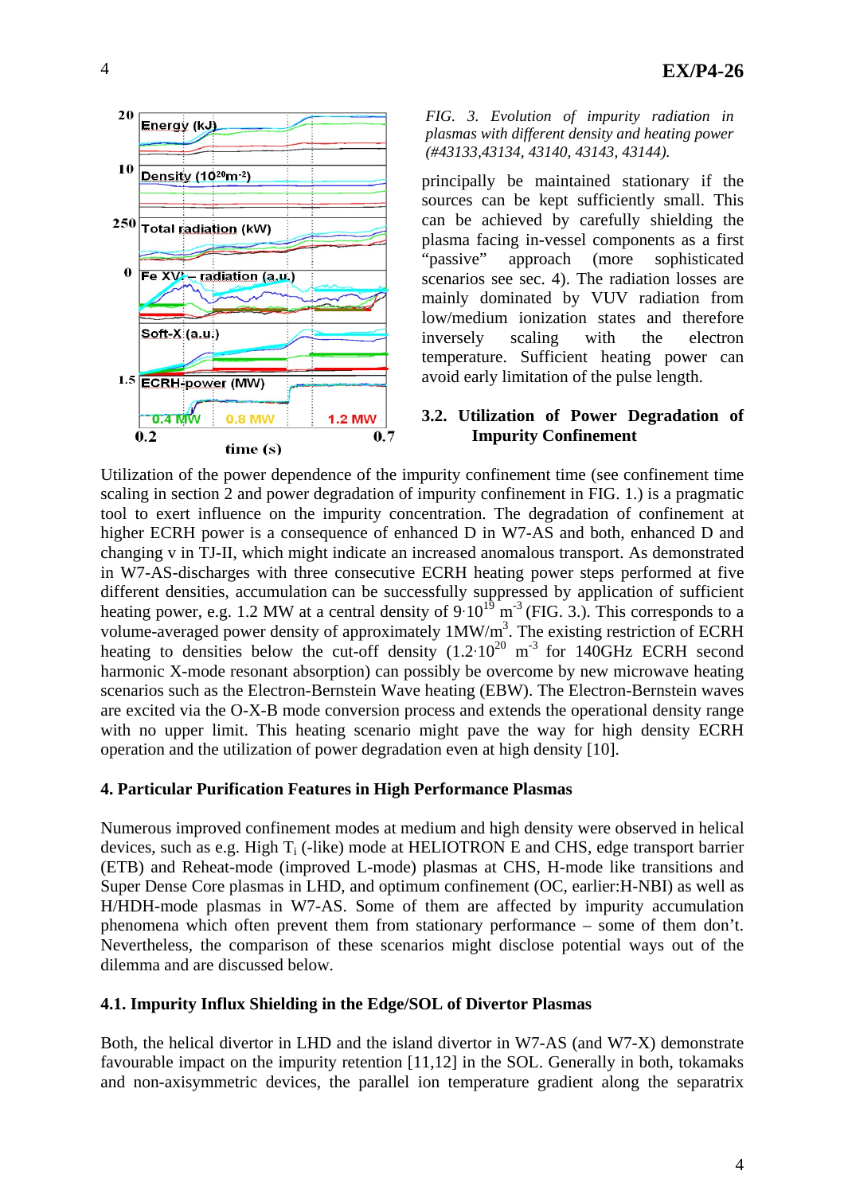*FIG. 3. Evolution of impurity radiation in plasmas with different density and heating power (#43133,43134, 43140, 43143, 43144).*

principally be maintained stationary if the sources can be kept sufficiently small. This can be achieved by carefully shielding the plasma facing in-vessel components as a first "passive" approach (more sophisticated scenarios see sec. 4). The radiation losses are mainly dominated by VUV radiation from low/medium ionization states and therefore inversely scaling with the electron temperature. Sufficient heating power can avoid early limitation of the pulse length.

### 3.2. Utilization of Power Degradation of Impurity Confinement

Utilization of the power dependence of the impurity confinement time (see confinement time scaling in section 2 and power degradation of impurity confinement in FIG. 1.) is a pragmatic tool to exert influence on the impurity concentration. The degradation of confinement at higher ECRH power is a consequence of enhanced D in W7-AS and both, enhanced D and changing v in TJ-II, which might indicate an increased anomalous transport. As demonstrated in W7-AS-discharges with three consecutive ECRH heating power steps performed at five different densities, accumulation can be successfully suppressed by application of sufficient heating power, e.g. 1.2 MW at a central density of $9{\cdot}10^{19}$ m$^{-3}$ (FIG. 3.). This corresponds to a volume-averaged power density of approximately 1MW/m$^3$. The existing restriction of ECRH heating to densities below the cut-off density ($1.2{\cdot}10^{20}$ m$^{-3}$ for 140GHz ECRH second harmonic X-mode resonant absorption) can possibly be overcome by new microwave heating scenarios such as the Electron-Bernstein Wave heating (EBW). The Electron-Bernstein waves are excited via the O-X-B mode conversion process and extends the operational density range with no upper limit. This heating scenario might pave the way for high density ECRH operation and the utilization of power degradation even at high density [10].

## 4. Particular Purification Features in High Performance Plasmas

Numerous improved confinement modes at medium and high density were observed in helical devices, such as e.g. High $T_i$ (-like) mode at HELIOTRON E and CHS, edge transport barrier (ETB) and Reheat-mode (improved L-mode) plasmas at CHS, H-mode like transitions and Super Dense Core plasmas in LHD, and optimum confinement (OC, earlier:H-NBI) as well as H/HDH-mode plasmas in W7-AS. Some of them are affected by impurity accumulation phenomena which often prevent them from stationary performance – some of them don't. Nevertheless, the comparison of these scenarios might disclose potential ways out of the dilemma and are discussed below.

### 4.1. Impurity Influx Shielding in the Edge/SOL of Divertor Plasmas

Both, the helical divertor in LHD and the island divertor in W7-AS (and W7-X) demonstrate favourable impact on the impurity retention [11,12] in the SOL. Generally in both, tokamaks and non-axisymmetric devices, the parallel ion temperature gradient along the separatrix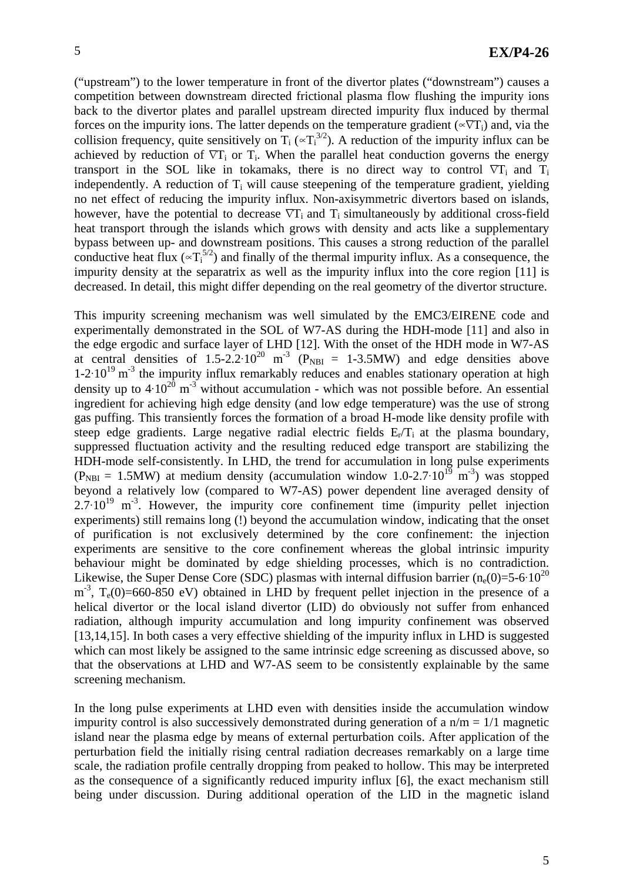("upstream") to the lower temperature in front of the divertor plates ("downstream") causes a competition between downstream directed frictional plasma flow flushing the impurity ions back to the divertor plates and parallel upstream directed impurity flux induced by thermal forces on the impurity ions. The latter depends on the temperature gradient ($\propto\nabla T_i$) and, via the collision frequency, quite sensitively on $T_i$ ($\propto T_i^{3/2}$). A reduction of the impurity influx can be achieved by reduction of $\nabla T_i$ or $T_i$. When the parallel heat conduction governs the energy transport in the SOL like in tokamaks, there is no direct way to control $\nabla T_i$ and $T_i$ independently. A reduction of $T_i$ will cause steepening of the temperature gradient, yielding no net effect of reducing the impurity influx. Non-axisymmetric divertors based on islands, however, have the potential to decrease $\nabla T_i$ and $T_i$ simultaneously by additional cross-field heat transport through the islands which grows with density and acts like a supplementary bypass between up- and downstream positions. This causes a strong reduction of the parallel conductive heat flux ($\propto T_i^{5/2}$) and finally of the thermal impurity influx. As a consequence, the impurity density at the separatrix as well as the impurity influx into the core region [11] is decreased. In detail, this might differ depending on the real geometry of the divertor structure.

This impurity screening mechanism was well simulated by the EMC3/EIRENE code and experimentally demonstrated in the SOL of W7-AS during the HDH-mode [11] and also in the edge ergodic and surface layer of LHD [12]. With the onset of the HDH mode in W7-AS at central densities of $1.5\text{-}2.2\cdot10^{20}$ m$^{-3}$ ($P_{NBI}$ = 1-3.5MW) and edge densities above $1\text{-}2\cdot10^{19}$ m$^{-3}$ the impurity influx remarkably reduces and enables stationary operation at high density up to $4\cdot10^{20}$ m$^{-3}$ without accumulation - which was not possible before. An essential ingredient for achieving high edge density (and low edge temperature) was the use of strong gas puffing. This transiently forces the formation of a broad H-mode like density profile with steep edge gradients. Large negative radial electric fields $E_r/T_i$ at the plasma boundary, suppressed fluctuation activity and the resulting reduced edge transport are stabilizing the HDH-mode self-consistently. In LHD, the trend for accumulation in long pulse experiments ($P_{NBI}$ = 1.5MW) at medium density (accumulation window $1.0\text{-}2.7\cdot10^{19}$ m$^{-3}$) was stopped beyond a relatively low (compared to W7-AS) power dependent line averaged density of $2.7\cdot10^{19}$ m$^{-3}$. However, the impurity core confinement time (impurity pellet injection experiments) still remains long (!) beyond the accumulation window, indicating that the onset of purification is not exclusively determined by the core confinement: the injection experiments are sensitive to the core confinement whereas the global intrinsic impurity behaviour might be dominated by edge shielding processes, which is no contradiction. Likewise, the Super Dense Core (SDC) plasmas with internal diffusion barrier ($n_e(0)=5\text{-}6\cdot10^{20}$ m$^{-3}$, $T_e(0)$=660-850 eV) obtained in LHD by frequent pellet injection in the presence of a helical divertor or the local island divertor (LID) do obviously not suffer from enhanced radiation, although impurity accumulation and long impurity confinement was observed [13,14,15]. In both cases a very effective shielding of the impurity influx in LHD is suggested which can most likely be assigned to the same intrinsic edge screening as discussed above, so that the observations at LHD and W7-AS seem to be consistently explainable by the same screening mechanism.

In the long pulse experiments at LHD even with densities inside the accumulation window impurity control is also successively demonstrated during generation of a $n/m = 1/1$ magnetic island near the plasma edge by means of external perturbation coils. After application of the perturbation field the initially rising central radiation decreases remarkably on a large time scale, the radiation profile centrally dropping from peaked to hollow. This may be interpreted as the consequence of a significantly reduced impurity influx [6], the exact mechanism still being under discussion. During additional operation of the LID in the magnetic island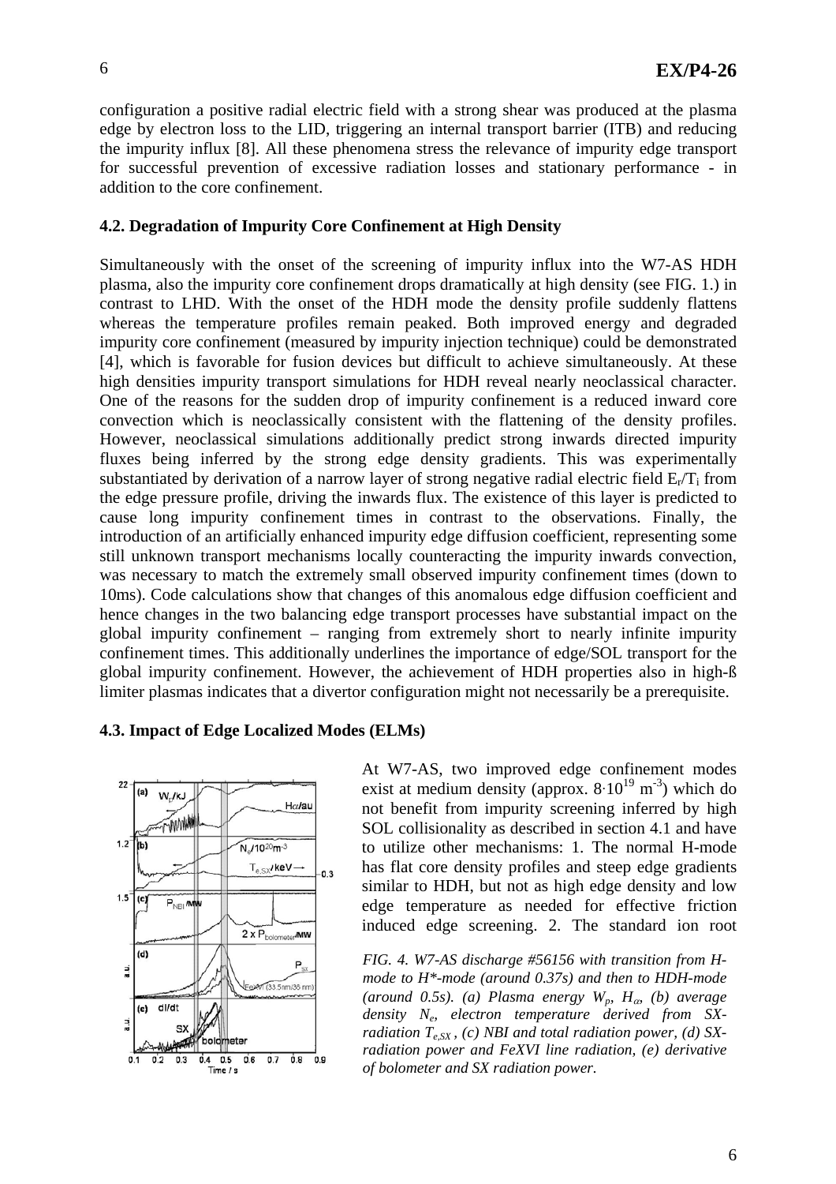configuration a positive radial electric field with a strong shear was produced at the plasma edge by electron loss to the LID, triggering an internal transport barrier (ITB) and reducing the impurity influx [8]. All these phenomena stress the relevance of impurity edge transport for successful prevention of excessive radiation losses and stationary performance - in addition to the core confinement.

### 4.2. Degradation of Impurity Core Confinement at High Density

Simultaneously with the onset of the screening of impurity influx into the W7-AS HDH plasma, also the impurity core confinement drops dramatically at high density (see FIG. 1.) in contrast to LHD. With the onset of the HDH mode the density profile suddenly flattens whereas the temperature profiles remain peaked. Both improved energy and degraded impurity core confinement (measured by impurity injection technique) could be demonstrated [4], which is favorable for fusion devices but difficult to achieve simultaneously. At these high densities impurity transport simulations for HDH reveal nearly neoclassical character. One of the reasons for the sudden drop of impurity confinement is a reduced inward core convection which is neoclassically consistent with the flattening of the density profiles. However, neoclassical simulations additionally predict strong inwards directed impurity fluxes being inferred by the strong edge density gradients. This was experimentally substantiated by derivation of a narrow layer of strong negative radial electric field $E_r/T_i$ from the edge pressure profile, driving the inwards flux. The existence of this layer is predicted to cause long impurity confinement times in contrast to the observations. Finally, the introduction of an artificially enhanced impurity edge diffusion coefficient, representing some still unknown transport mechanisms locally counteracting the impurity inwards convection, was necessary to match the extremely small observed impurity confinement times (down to 10ms). Code calculations show that changes of this anomalous edge diffusion coefficient and hence changes in the two balancing edge transport processes have substantial impact on the global impurity confinement – ranging from extremely short to nearly infinite impurity confinement times. This additionally underlines the importance of edge/SOL transport for the global impurity confinement. However, the achievement of HDH properties also in high-ß limiter plasmas indicates that a divertor configuration might not necessarily be a prerequisite.

### 4.3. Impact of Edge Localized Modes (ELMs)

At W7-AS, two improved edge confinement modes exist at medium density (approx. $8 \cdot 10^{19}$ m$^{-3}$) which do not benefit from impurity screening inferred by high SOL collisionality as described in section 4.1 and have to utilize other mechanisms: 1. The normal H-mode has flat core density profiles and steep edge gradients similar to HDH, but not as high edge density and low edge temperature as needed for effective friction induced edge screening. 2. The standard ion root

*FIG. 4. W7-AS discharge #56156 with transition from H-mode to H\*-mode (around 0.37s) and then to HDH-mode (around 0.5s). (a) Plasma energy $W_p$, $H_\alpha$, (b) average density $N_e$, electron temperature derived from SX-radiation $T_{e,SX}$, (c) NBI and total radiation power, (d) SX-radiation power and FeXVI line radiation, (e) derivative of bolometer and SX radiation power.*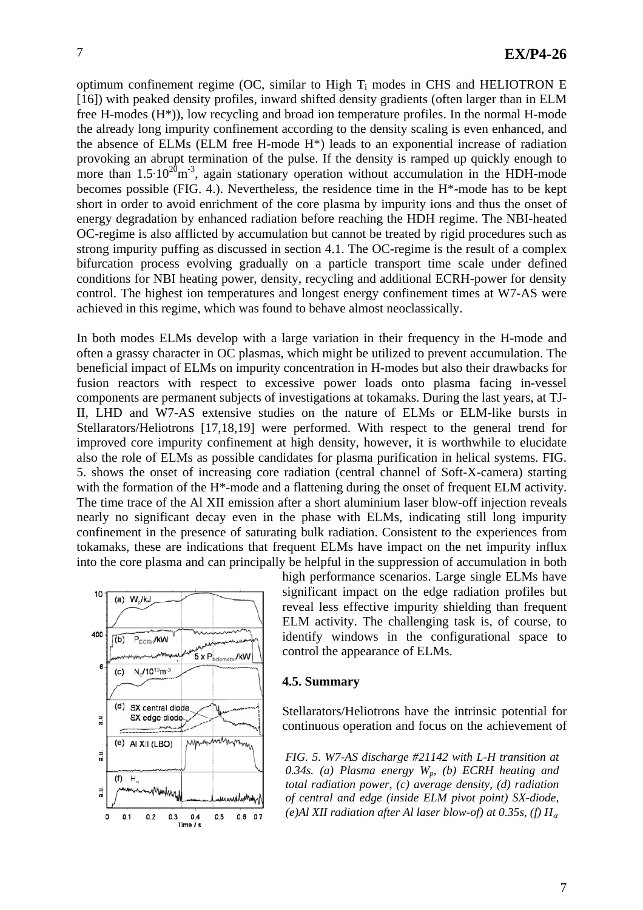optimum confinement regime (OC, similar to High $T_i$ modes in CHS and HELIOTRON E [16]) with peaked density profiles, inward shifted density gradients (often larger than in ELM free H-modes (H*)), low recycling and broad ion temperature profiles. In the normal H-mode the already long impurity confinement according to the density scaling is even enhanced, and the absence of ELMs (ELM free H-mode H*) leads to an exponential increase of radiation provoking an abrupt termination of the pulse. If the density is ramped up quickly enough to more than $1.5 \cdot 10^{20} m^{-3}$, again stationary operation without accumulation in the HDH-mode becomes possible (FIG. 4.). Nevertheless, the residence time in the H*-mode has to be kept short in order to avoid enrichment of the core plasma by impurity ions and thus the onset of energy degradation by enhanced radiation before reaching the HDH regime. The NBI-heated OC-regime is also afflicted by accumulation but cannot be treated by rigid procedures such as strong impurity puffing as discussed in section 4.1. The OC-regime is the result of a complex bifurcation process evolving gradually on a particle transport time scale under defined conditions for NBI heating power, density, recycling and additional ECRH-power for density control. The highest ion temperatures and longest energy confinement times at W7-AS were achieved in this regime, which was found to behave almost neoclassically.

In both modes ELMs develop with a large variation in their frequency in the H-mode and often a grassy character in OC plasmas, which might be utilized to prevent accumulation. The beneficial impact of ELMs on impurity concentration in H-modes but also their drawbacks for fusion reactors with respect to excessive power loads onto plasma facing in-vessel components are permanent subjects of investigations at tokamaks. During the last years, at TJ-II, LHD and W7-AS extensive studies on the nature of ELMs or ELM-like bursts in Stellarators/Heliotrons [17,18,19] were performed. With respect to the general trend for improved core impurity confinement at high density, however, it is worthwhile to elucidate also the role of ELMs as possible candidates for plasma purification in helical systems. FIG. 5. shows the onset of increasing core radiation (central channel of Soft-X-camera) starting with the formation of the H*-mode and a flattening during the onset of frequent ELM activity. The time trace of the Al XII emission after a short aluminium laser blow-off injection reveals nearly no significant decay even in the phase with ELMs, indicating still long impurity confinement in the presence of saturating bulk radiation. Consistent to the experiences from tokamaks, these are indications that frequent ELMs have impact on the net impurity influx into the core plasma and can principally be helpful in the suppression of accumulation in both high performance scenarios. Large single ELMs have significant impact on the edge radiation profiles but reveal less effective impurity shielding than frequent ELM activity. The challenging task is, of course, to identify windows in the configurational space to control the appearance of ELMs.

*FIG. 5. W7-AS discharge #21142 with L-H transition at 0.34s. (a) Plasma energy $W_p$, (b) ECRH heating and total radiation power, (c) average density, (d) radiation of central and edge (inside ELM pivot point) SX-diode, (e)Al XII radiation after Al laser blow-of) at 0.35s, (f) $H_\alpha$*

### 4.5. Summary

Stellarators/Heliotrons have the intrinsic potential for continuous operation and focus on the achievement of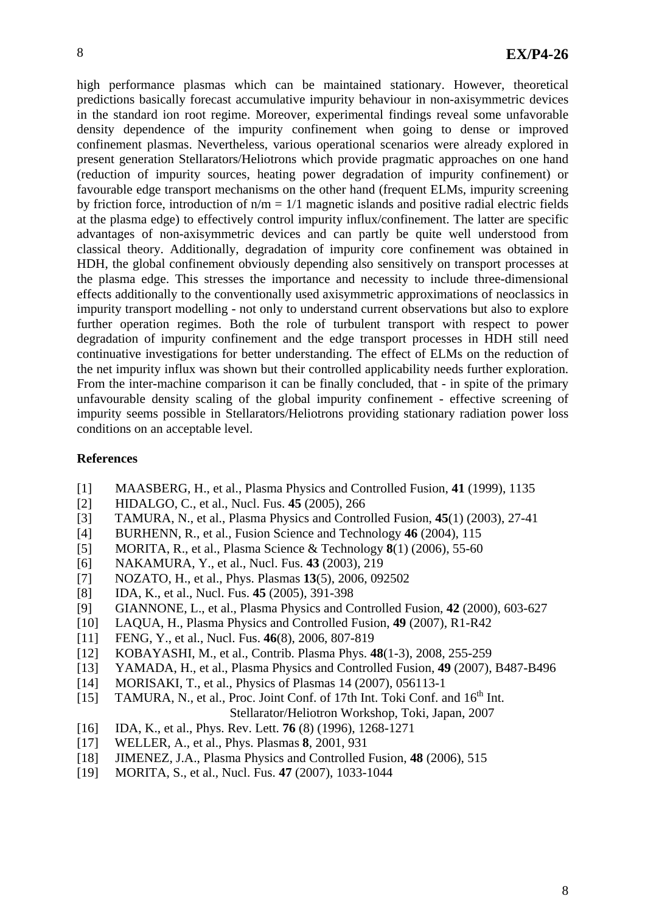high performance plasmas which can be maintained stationary. However, theoretical predictions basically forecast accumulative impurity behaviour in non-axisymmetric devices in the standard ion root regime. Moreover, experimental findings reveal some unfavorable density dependence of the impurity confinement when going to dense or improved confinement plasmas. Nevertheless, various operational scenarios were already explored in present generation Stellarators/Heliotrons which provide pragmatic approaches on one hand (reduction of impurity sources, heating power degradation of impurity confinement) or favourable edge transport mechanisms on the other hand (frequent ELMs, impurity screening by friction force, introduction of n/m = 1/1 magnetic islands and positive radial electric fields at the plasma edge) to effectively control impurity influx/confinement. The latter are specific advantages of non-axisymmetric devices and can partly be quite well understood from classical theory. Additionally, degradation of impurity core confinement was obtained in HDH, the global confinement obviously depending also sensitively on transport processes at the plasma edge. This stresses the importance and necessity to include three-dimensional effects additionally to the conventionally used axisymmetric approximations of neoclassics in impurity transport modelling - not only to understand current observations but also to explore further operation regimes. Both the role of turbulent transport with respect to power degradation of impurity confinement and the edge transport processes in HDH still need continuative investigations for better understanding. The effect of ELMs on the reduction of the net impurity influx was shown but their controlled applicability needs further exploration. From the inter-machine comparison it can be finally concluded, that - in spite of the primary unfavourable density scaling of the global impurity confinement - effective screening of impurity seems possible in Stellarators/Heliotrons providing stationary radiation power loss conditions on an acceptable level.

**References**

[1] MAASBERG, H., et al., Plasma Physics and Controlled Fusion, **41** (1999), 1135
[2] HIDALGO, C., et al., Nucl. Fus. **45** (2005), 266
[3] TAMURA, N., et al., Plasma Physics and Controlled Fusion, **45**(1) (2003), 27-41
[4] BURHENN, R., et al., Fusion Science and Technology **46** (2004), 115
[5] MORITA, R., et al., Plasma Science & Technology **8**(1) (2006), 55-60
[6] NAKAMURA, Y., et al., Nucl. Fus. **43** (2003), 219
[7] NOZATO, H., et al., Phys. Plasmas **13**(5), 2006, 092502
[8] IDA, K., et al., Nucl. Fus. **45** (2005), 391-398
[9] GIANNONE, L., et al., Plasma Physics and Controlled Fusion, **42** (2000), 603-627
[10] LAQUA, H., Plasma Physics and Controlled Fusion, **49** (2007), R1-R42
[11] FENG, Y., et al., Nucl. Fus. **46**(8), 2006, 807-819
[12] KOBAYASHI, M., et al., Contrib. Plasma Phys. **48**(1-3), 2008, 255-259
[13] YAMADA, H., et al., Plasma Physics and Controlled Fusion, **49** (2007), B487-B496
[14] MORISAKI, T., et al., Physics of Plasmas 14 (2007), 056113-1
[15] TAMURA, N., et al., Proc. Joint Conf. of 17th Int. Toki Conf. and 16th Int. Stellarator/Heliotron Workshop, Toki, Japan, 2007
[16] IDA, K., et al., Phys. Rev. Lett. **76** (8) (1996), 1268-1271
[17] WELLER, A., et al., Phys. Plasmas **8**, 2001, 931
[18] JIMENEZ, J.A., Plasma Physics and Controlled Fusion, **48** (2006), 515
[19] MORITA, S., et al., Nucl. Fus. **47** (2007), 1033-1044